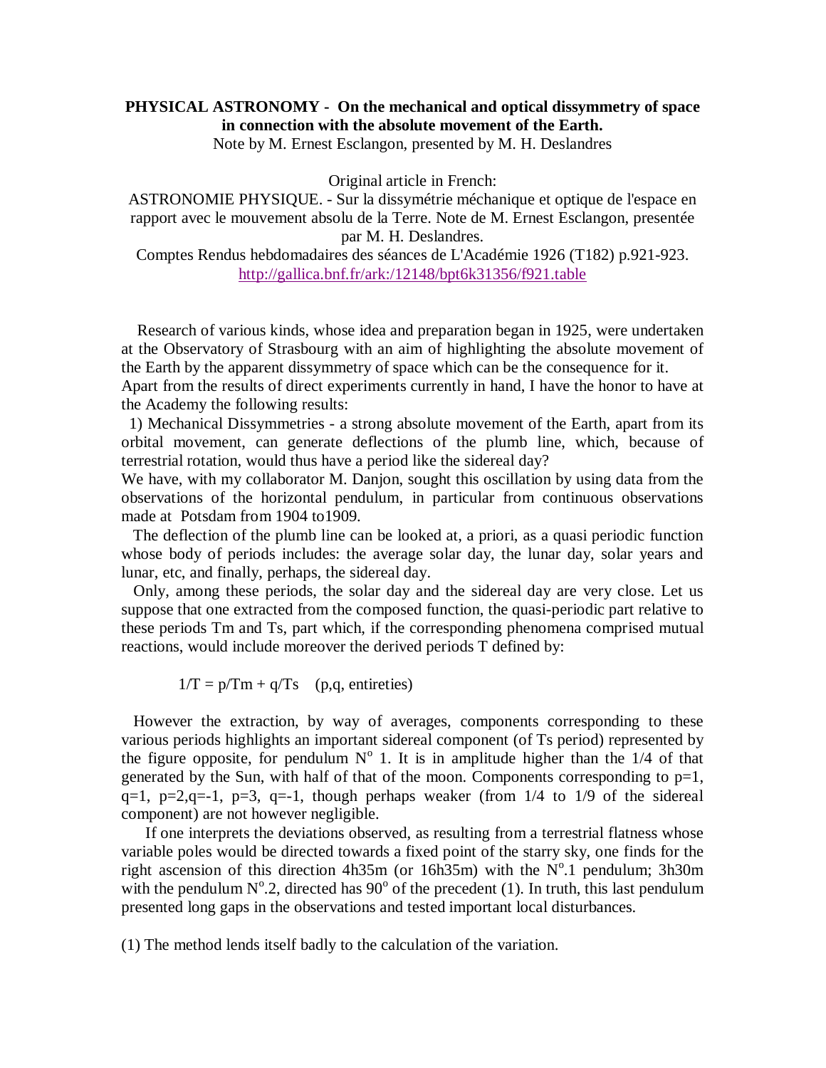**PHYSICAL ASTRONOMY - On the mechanical and optical dissymmetry of space in connection with the absolute movement of the Earth.**

Note by M. Ernest Esclangon, presented by M. H. Deslandres

Original article in French:

ASTRONOMIE PHYSIQUE. - Sur la dissymétrie méchanique et optique de l'espace en rapport avec le mouvement absolu de la Terre. Note de M. Ernest Esclangon, presentée par M. H. Deslandres.

Comptes Rendus hebdomadaires des séances de L'Académie 1926 (T182) p.921-923.
http://gallica.bnf.fr/ark:/12148/bpt6k31356/f921.table

Research of various kinds, whose idea and preparation began in 1925, were undertaken at the Observatory of Strasbourg with an aim of highlighting the absolute movement of the Earth by the apparent dissymmetry of space which can be the consequence for it.
Apart from the results of direct experiments currently in hand, I have the honor to have at the Academy the following results:

1) Mechanical Dissymmetries - a strong absolute movement of the Earth, apart from its orbital movement, can generate deflections of the plumb line, which, because of terrestrial rotation, would thus have a period like the sidereal day?
We have, with my collaborator M. Danjon, sought this oscillation by using data from the observations of the horizontal pendulum, in particular from continuous observations made at Potsdam from 1904 to1909.

The deflection of the plumb line can be looked at, a priori, as a quasi periodic function whose body of periods includes: the average solar day, the lunar day, solar years and lunar, etc, and finally, perhaps, the sidereal day.

Only, among these periods, the solar day and the sidereal day are very close. Let us suppose that one extracted from the composed function, the quasi-periodic part relative to these periods Tm and Ts, part which, if the corresponding phenomena comprised mutual reactions, would include moreover the derived periods T defined by:

$$1/T = p/T_m + q/T_s \quad \text{(p,q, entireties)}$$

However the extraction, by way of averages, components corresponding to these various periods highlights an important sidereal component (of Ts period) represented by the figure opposite, for pendulum N$^o$ 1. It is in amplitude higher than the 1/4 of that generated by the Sun, with half of that of the moon. Components corresponding to p=1, q=1, p=2,q=-1, p=3, q=-1, though perhaps weaker (from 1/4 to 1/9 of the sidereal component) are not however negligible.

If one interprets the deviations observed, as resulting from a terrestrial flatness whose variable poles would be directed towards a fixed point of the starry sky, one finds for the right ascension of this direction 4h35m (or 16h35m) with the N$^o$.1 pendulum; 3h30m with the pendulum N$^o$.2, directed has 90$^o$ of the precedent (1). In truth, this last pendulum presented long gaps in the observations and tested important local disturbances.

(1) The method lends itself badly to the calculation of the variation.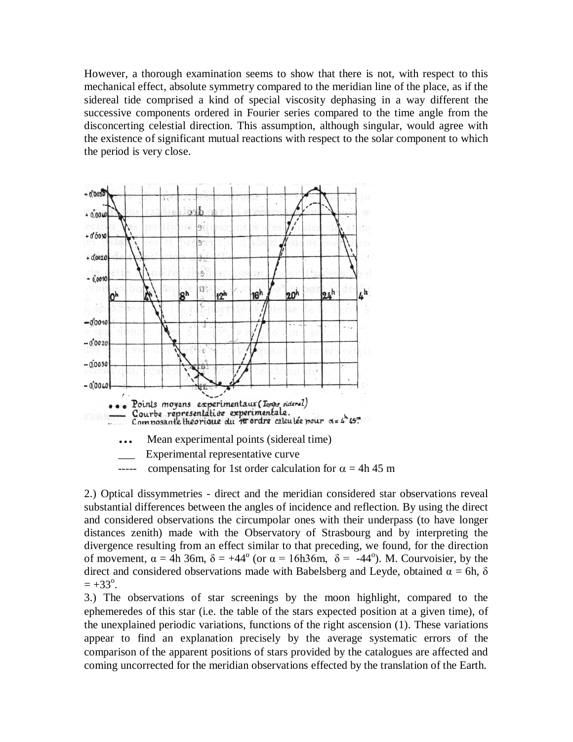However, a thorough examination seems to show that there is not, with respect to this mechanical effect, absolute symmetry compared to the meridian line of the place, as if the sidereal tide comprised a kind of special viscosity dephasing in a way different the successive components ordered in Fourier series compared to the time angle from the disconcerting celestial direction. This assumption, although singular, would agree with the existence of significant mutual reactions with respect to the solar component to which the period is very close.

... Mean experimental points (sidereal time)

___ Experimental representative curve

----- compensating for 1st order calculation for $\alpha$ = 4h 45 m

2.) Optical dissymmetries - direct and the meridian considered star observations reveal substantial differences between the angles of incidence and reflection. By using the direct and considered observations the circumpolar ones with their underpass (to have longer distances zenith) made with the Observatory of Strasbourg and by interpreting the divergence resulting from an effect similar to that preceding, we found, for the direction of movement, $\alpha$ = 4h 36m, $\delta = +44^{o}$ (or $\alpha$ = 16h36m, $\delta = -44^{o}$). M. Courvoisier, by the direct and considered observations made with Babelsberg and Leyde, obtained $\alpha$ = 6h, $\delta = +33^{o}$.

3.) The observations of star screenings by the moon highlight, compared to the ephemeredes of this star (i.e. the table of the stars expected position at a given time), of the unexplained periodic variations, functions of the right ascension (1). These variations appear to find an explanation precisely by the average systematic errors of the comparison of the apparent positions of stars provided by the catalogues are affected and coming uncorrected for the meridian observations effected by the translation of the Earth.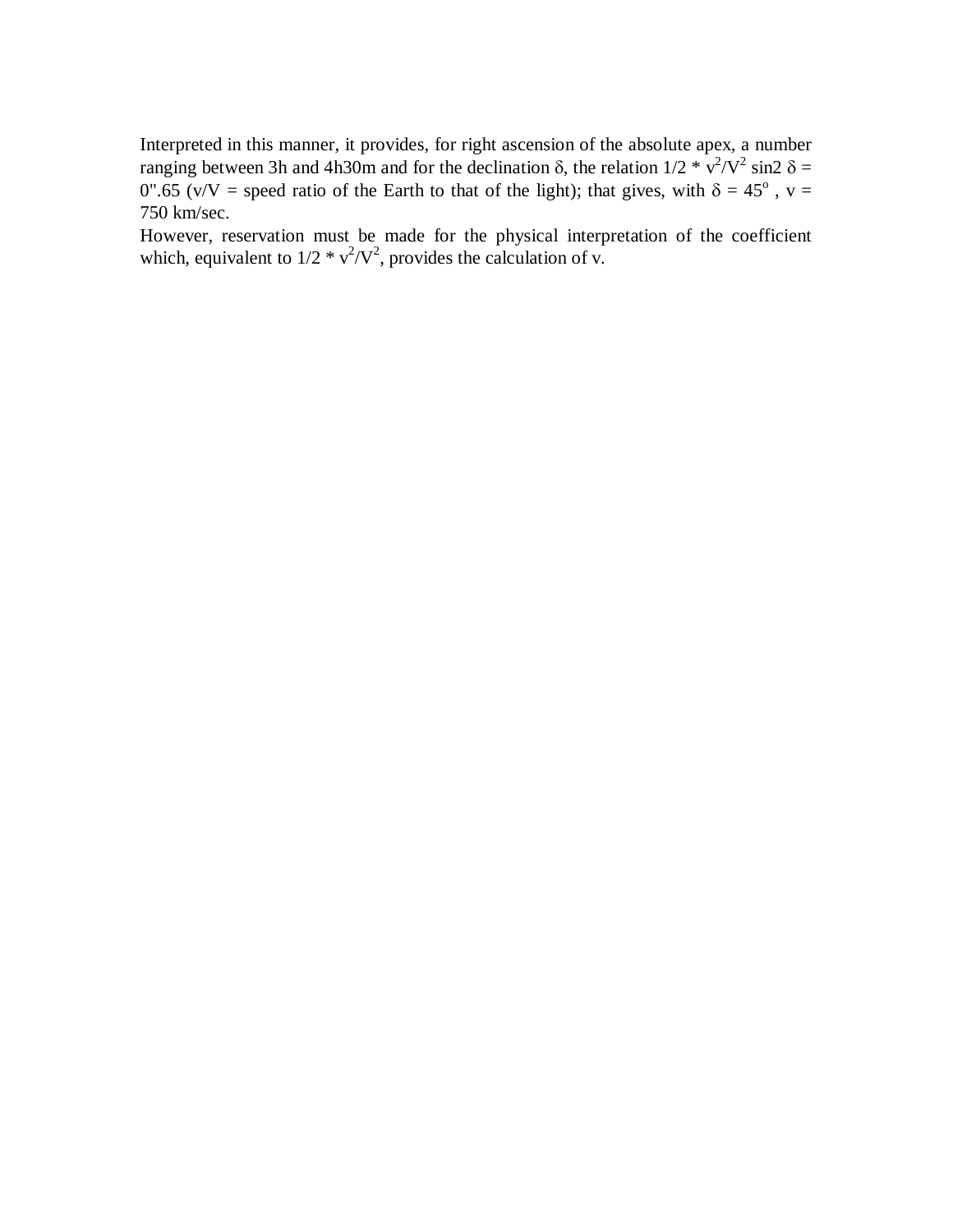Interpreted in this manner, it provides, for right ascension of the absolute apex, a number ranging between 3h and 4h30m and for the declination $\delta$, the relation $1/2 * v^2/V^2 \sin 2\delta = 0''.65$ ($v/V$ = speed ratio of the Earth to that of the light); that gives, with $\delta = 45^o$ , $v = 750$ km/sec.

However, reservation must be made for the physical interpretation of the coefficient which, equivalent to $1/2 * v^2/V^2$, provides the calculation of v.